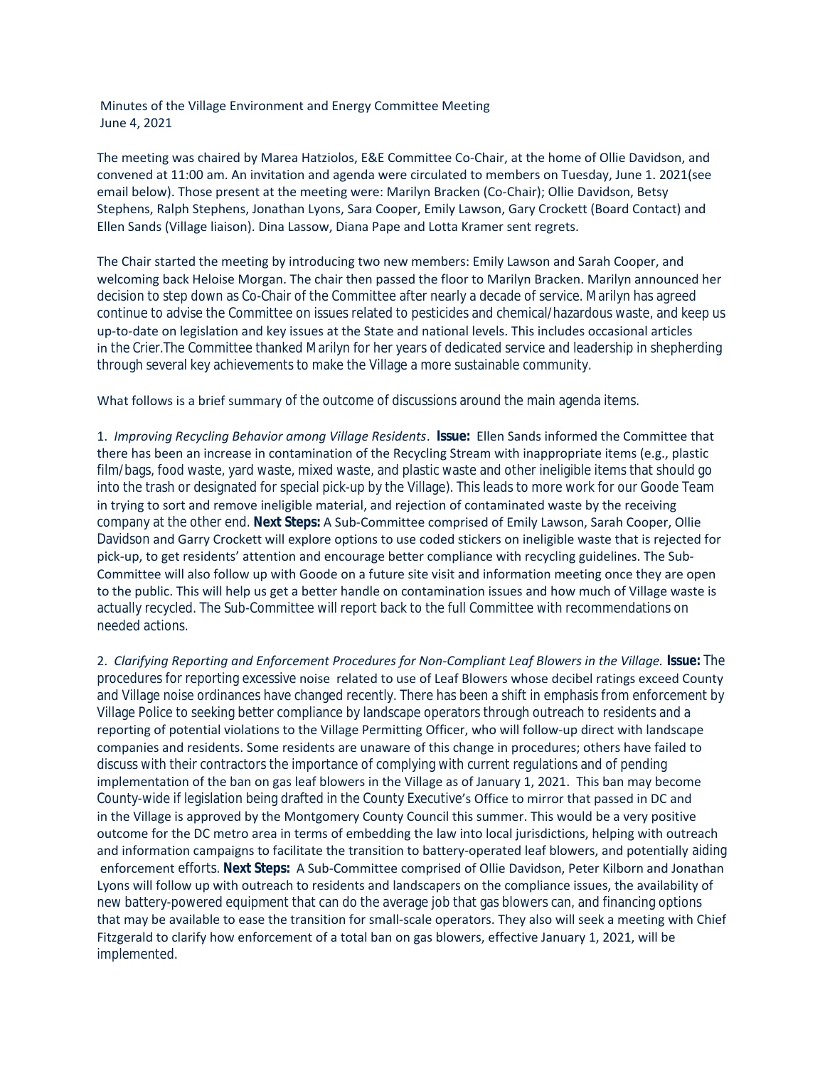Minutes of the Village Environment and Energy Committee Meeting
June 4, 2021

The meeting was chaired by Marea Hatziolos, E&E Committee Co-Chair, at the home of Ollie Davidson, and convened at 11:00 am. An invitation and agenda were circulated to members on Tuesday, June 1. 2021(see email below). Those present at the meeting were: Marilyn Bracken (Co-Chair); Ollie Davidson, Betsy Stephens, Ralph Stephens, Jonathan Lyons, Sara Cooper, Emily Lawson, Gary Crockett (Board Contact) and Ellen Sands (Village liaison). Dina Lassow, Diana Pape and Lotta Kramer sent regrets.

The Chair started the meeting by introducing two new members: Emily Lawson and Sarah Cooper, and welcoming back Heloise Morgan. The chair then passed the floor to Marilyn Bracken. Marilyn announced her decision to step down as Co-Chair of the Committee after nearly a decade of service. Marilyn has agreed continue to advise the Committee on issues related to pesticides and chemical/hazardous waste, and keep us up-to-date on legislation and key issues at the State and national levels. This includes occasional articles in the Crier.The Committee thanked Marilyn for her years of dedicated service and leadership in shepherding through several key achievements to make the Village a more sustainable community.

What follows is a brief summary of the outcome of discussions around the main agenda items.

1. *Improving Recycling Behavior among Village Residents*. **Issue:** Ellen Sands informed the Committee that there has been an increase in contamination of the Recycling Stream with inappropriate items (e.g., plastic film/bags, food waste, yard waste, mixed waste, and plastic waste and other ineligible items that should go into the trash or designated for special pick-up by the Village). This leads to more work for our Goode Team in trying to sort and remove ineligible material, and rejection of contaminated waste by the receiving company at the other end. **Next Steps:** A Sub-Committee comprised of Emily Lawson, Sarah Cooper, Ollie Davidson and Garry Crockett will explore options to use coded stickers on ineligible waste that is rejected for pick-up, to get residents' attention and encourage better compliance with recycling guidelines. The Sub-Committee will also follow up with Goode on a future site visit and information meeting once they are open to the public. This will help us get a better handle on contamination issues and how much of Village waste is actually recycled. The Sub-Committee will report back to the full Committee with recommendations on needed actions.

2. *Clarifying Reporting and Enforcement Procedures for Non-Compliant Leaf Blowers in the Village.* **Issue:** The procedures for reporting excessive noise related to use of Leaf Blowers whose decibel ratings exceed County and Village noise ordinances have changed recently. There has been a shift in emphasis from enforcement by Village Police to seeking better compliance by landscape operators through outreach to residents and a reporting of potential violations to the Village Permitting Officer, who will follow-up direct with landscape companies and residents. Some residents are unaware of this change in procedures; others have failed to discuss with their contractors the importance of complying with current regulations and of pending implementation of the ban on gas leaf blowers in the Village as of January 1, 2021. This ban may become County-wide if legislation being drafted in the County Executive's Office to mirror that passed in DC and in the Village is approved by the Montgomery County Council this summer. This would be a very positive outcome for the DC metro area in terms of embedding the law into local jurisdictions, helping with outreach and information campaigns to facilitate the transition to battery-operated leaf blowers, and potentially aiding enforcement efforts. **Next Steps:** A Sub-Committee comprised of Ollie Davidson, Peter Kilborn and Jonathan Lyons will follow up with outreach to residents and landscapers on the compliance issues, the availability of new battery-powered equipment that can do the average job that gas blowers can, and financing options that may be available to ease the transition for small-scale operators. They also will seek a meeting with Chief Fitzgerald to clarify how enforcement of a total ban on gas blowers, effective January 1, 2021, will be implemented.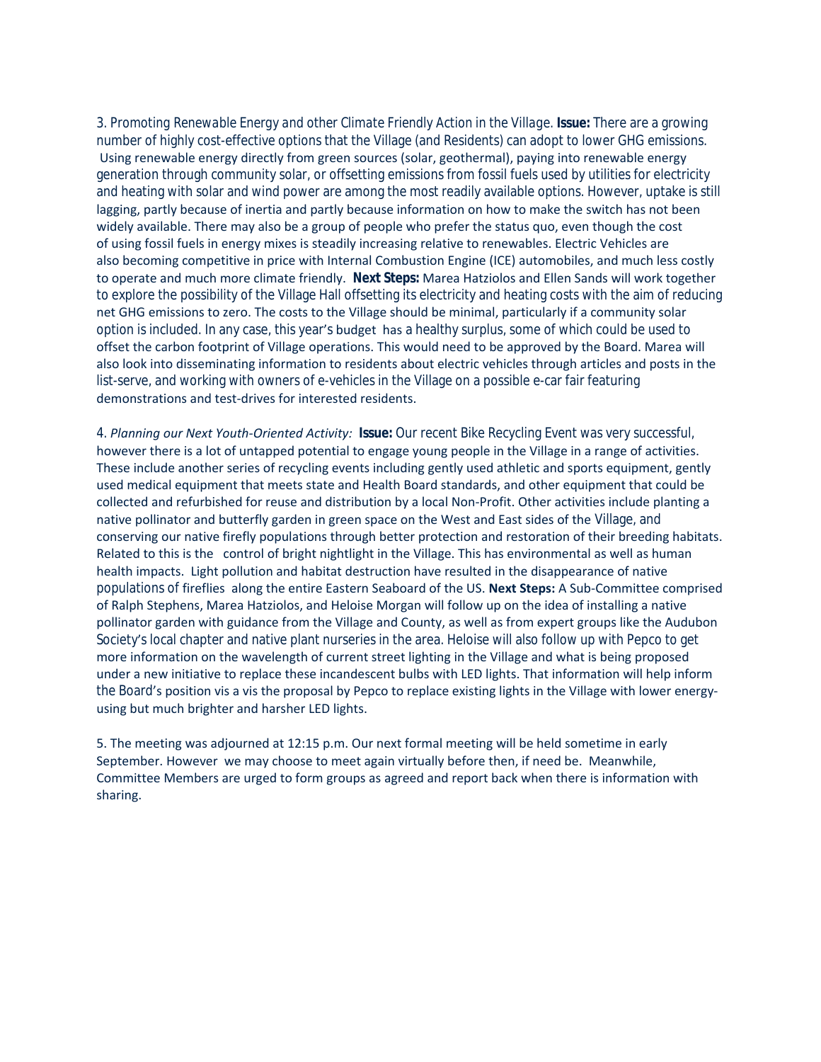3. Promoting Renewable Energy and other Climate Friendly Action in the Village. **Issue:** There are a growing number of highly cost-effective options that the Village (and Residents) can adopt to lower GHG emissions. Using renewable energy directly from green sources (solar, geothermal), paying into renewable energy generation through community solar, or offsetting emissions from fossil fuels used by utilities for electricity and heating with solar and wind power are among the most readily available options. However, uptake is still lagging, partly because of inertia and partly because information on how to make the switch has not been widely available. There may also be a group of people who prefer the status quo, even though the cost of using fossil fuels in energy mixes is steadily increasing relative to renewables. Electric Vehicles are also becoming competitive in price with Internal Combustion Engine (ICE) automobiles, and much less costly to operate and much more climate friendly. **Next Steps:** Marea Hatziolos and Ellen Sands will work together to explore the possibility of the Village Hall offsetting its electricity and heating costs with the aim of reducing net GHG emissions to zero. The costs to the Village should be minimal, particularly if a community solar option is included. In any case, this year's budget has a healthy surplus, some of which could be used to offset the carbon footprint of Village operations. This would need to be approved by the Board. Marea will also look into disseminating information to residents about electric vehicles through articles and posts in the list-serve, and working with owners of e-vehicles in the Village on a possible e-car fair featuring demonstrations and test-drives for interested residents.

4. *Planning our Next Youth-Oriented Activity:* **Issue:** Our recent Bike Recycling Event was very successful, however there is a lot of untapped potential to engage young people in the Village in a range of activities. These include another series of recycling events including gently used athletic and sports equipment, gently used medical equipment that meets state and Health Board standards, and other equipment that could be collected and refurbished for reuse and distribution by a local Non-Profit. Other activities include planting a native pollinator and butterfly garden in green space on the West and East sides of the Village, and conserving our native firefly populations through better protection and restoration of their breeding habitats. Related to this is the control of bright nightlight in the Village. This has environmental as well as human health impacts. Light pollution and habitat destruction have resulted in the disappearance of native populations of fireflies along the entire Eastern Seaboard of the US. **Next Steps:** A Sub-Committee comprised of Ralph Stephens, Marea Hatziolos, and Heloise Morgan will follow up on the idea of installing a native pollinator garden with guidance from the Village and County, as well as from expert groups like the Audubon Society's local chapter and native plant nurseries in the area. Heloise will also follow up with Pepco to get more information on the wavelength of current street lighting in the Village and what is being proposed under a new initiative to replace these incandescent bulbs with LED lights. That information will help inform the Board's position vis a vis the proposal by Pepco to replace existing lights in the Village with lower energy-using but much brighter and harsher LED lights.

5. The meeting was adjourned at 12:15 p.m. Our next formal meeting will be held sometime in early September. However we may choose to meet again virtually before then, if need be. Meanwhile, Committee Members are urged to form groups as agreed and report back when there is information with sharing.